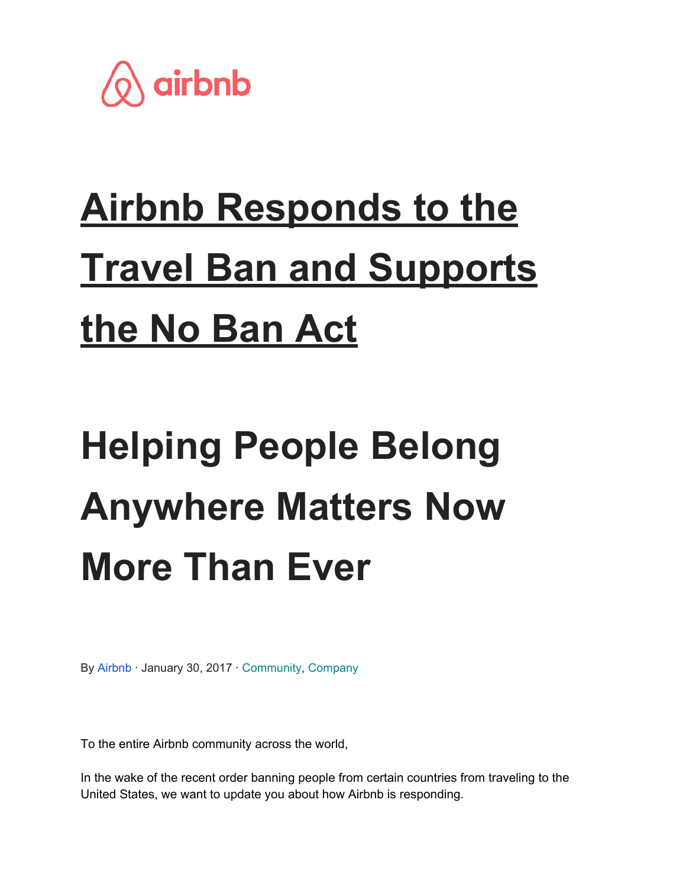airbnb

# Airbnb Responds to the Travel Ban and Supports the No Ban Act

# Helping People Belong Anywhere Matters Now More Than Ever

By Airbnb · January 30, 2017 · Community, Company

To the entire Airbnb community across the world,

In the wake of the recent order banning people from certain countries from traveling to the United States, we want to update you about how Airbnb is responding.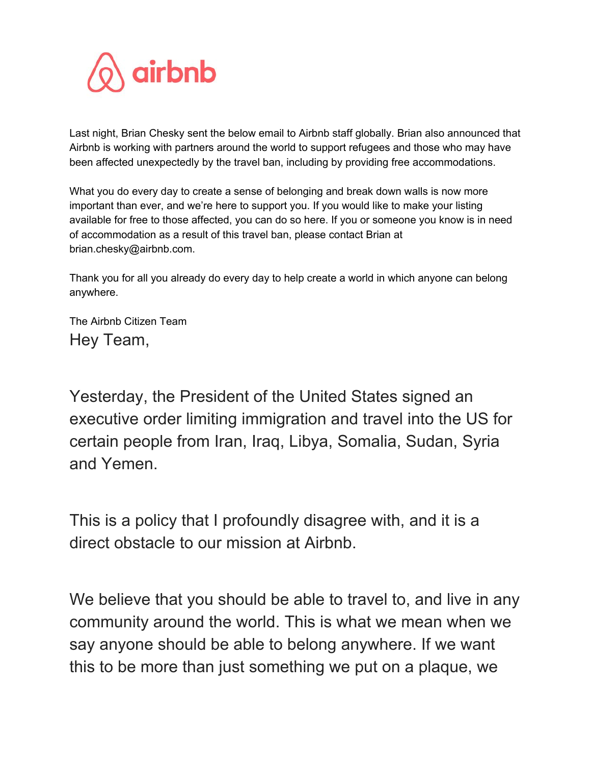Last night, Brian Chesky sent the below email to Airbnb staff globally. Brian also announced that Airbnb is working with partners around the world to support refugees and those who may have been affected unexpectedly by the travel ban, including by providing free accommodations.

What you do every day to create a sense of belonging and break down walls is now more important than ever, and we're here to support you. If you would like to make your listing available for free to those affected, you can do so here. If you or someone you know is in need of accommodation as a result of this travel ban, please contact Brian at brian.chesky@airbnb.com.

Thank you for all you already do every day to help create a world in which anyone can belong anywhere.

The Airbnb Citizen Team

Hey Team,

Yesterday, the President of the United States signed an executive order limiting immigration and travel into the US for certain people from Iran, Iraq, Libya, Somalia, Sudan, Syria and Yemen.

This is a policy that I profoundly disagree with, and it is a direct obstacle to our mission at Airbnb.

We believe that you should be able to travel to, and live in any community around the world. This is what we mean when we say anyone should be able to belong anywhere. If we want this to be more than just something we put on a plaque, we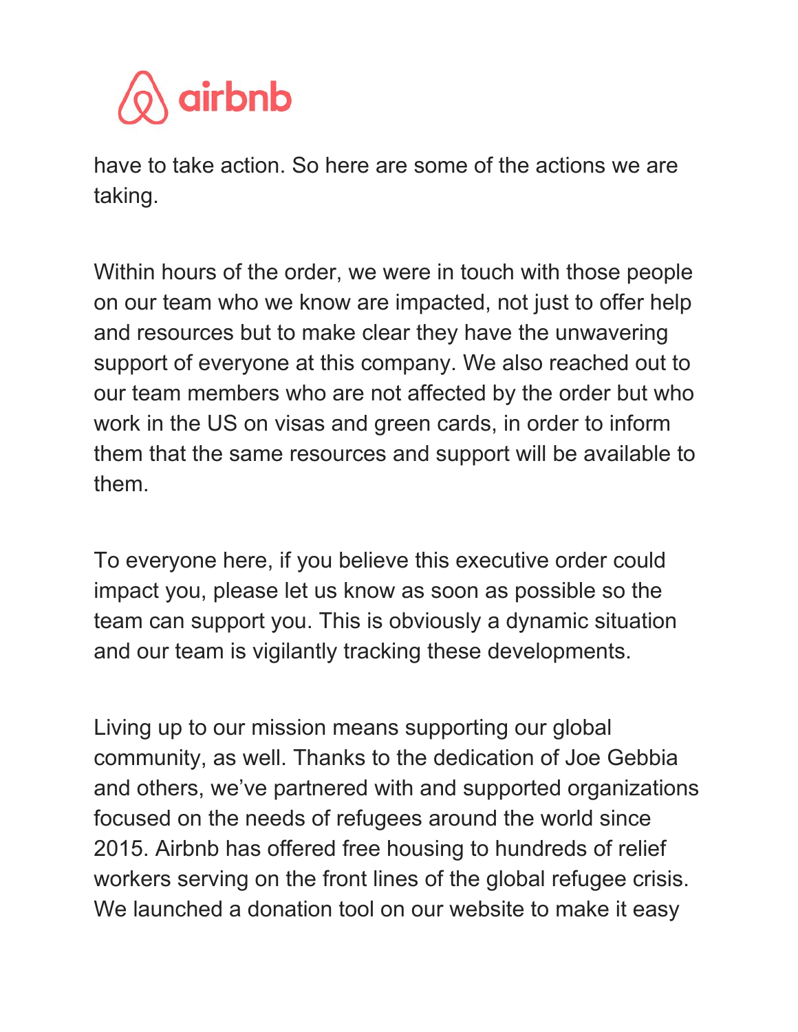have to take action. So here are some of the actions we are taking.

Within hours of the order, we were in touch with those people on our team who we know are impacted, not just to offer help and resources but to make clear they have the unwavering support of everyone at this company. We also reached out to our team members who are not affected by the order but who work in the US on visas and green cards, in order to inform them that the same resources and support will be available to them.

To everyone here, if you believe this executive order could impact you, please let us know as soon as possible so the team can support you. This is obviously a dynamic situation and our team is vigilantly tracking these developments.

Living up to our mission means supporting our global community, as well. Thanks to the dedication of Joe Gebbia and others, we've partnered with and supported organizations focused on the needs of refugees around the world since 2015. Airbnb has offered free housing to hundreds of relief workers serving on the front lines of the global refugee crisis. We launched a donation tool on our website to make it easy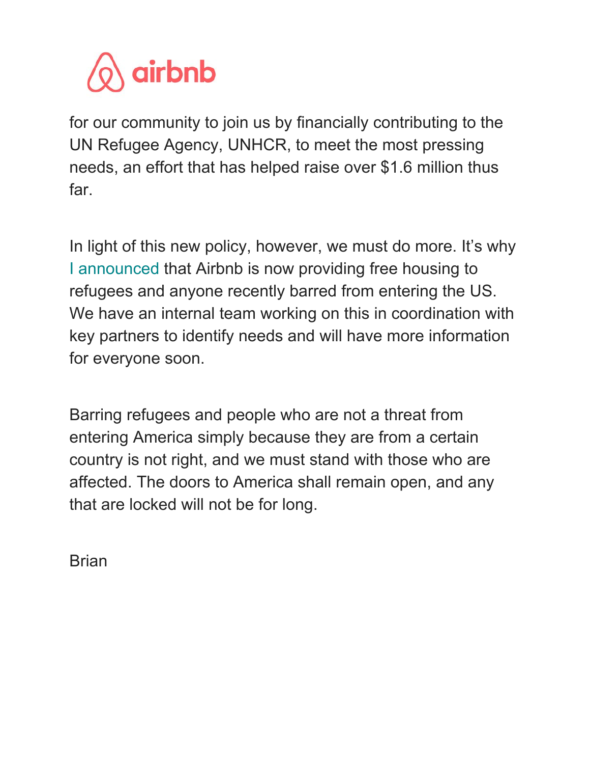for our community to join us by financially contributing to the UN Refugee Agency, UNHCR, to meet the most pressing needs, an effort that has helped raise over $1.6 million thus far.

In light of this new policy, however, we must do more. It's why I announced that Airbnb is now providing free housing to refugees and anyone recently barred from entering the US. We have an internal team working on this in coordination with key partners to identify needs and will have more information for everyone soon.

Barring refugees and people who are not a threat from entering America simply because they are from a certain country is not right, and we must stand with those who are affected. The doors to America shall remain open, and any that are locked will not be for long.

Brian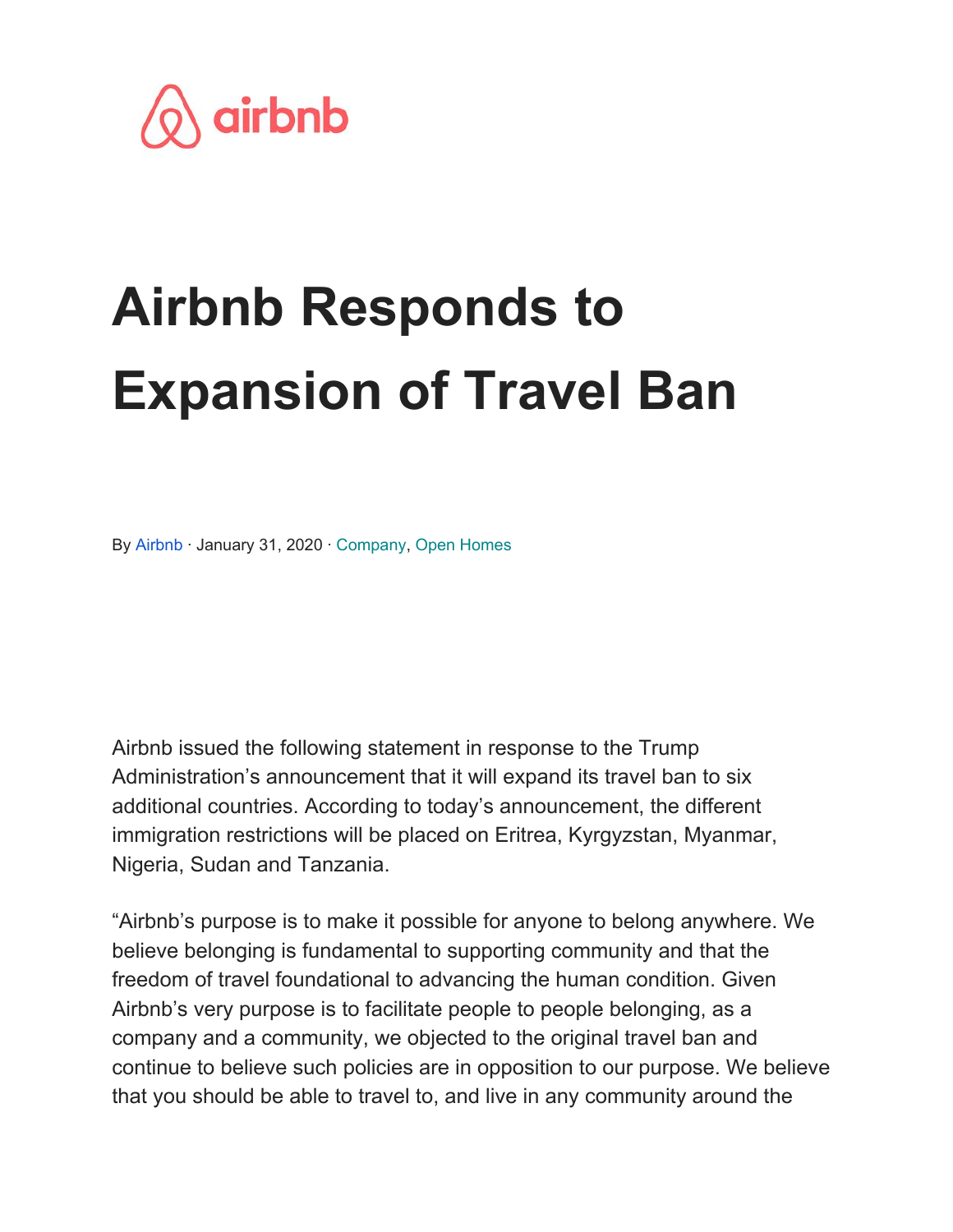airbnb

# Airbnb Responds to Expansion of Travel Ban

By Airbnb · January 31, 2020 · Company, Open Homes

Airbnb issued the following statement in response to the Trump Administration's announcement that it will expand its travel ban to six additional countries. According to today's announcement, the different immigration restrictions will be placed on Eritrea, Kyrgyzstan, Myanmar, Nigeria, Sudan and Tanzania.

"Airbnb's purpose is to make it possible for anyone to belong anywhere. We believe belonging is fundamental to supporting community and that the freedom of travel foundational to advancing the human condition. Given Airbnb's very purpose is to facilitate people to people belonging, as a company and a community, we objected to the original travel ban and continue to believe such policies are in opposition to our purpose. We believe that you should be able to travel to, and live in any community around the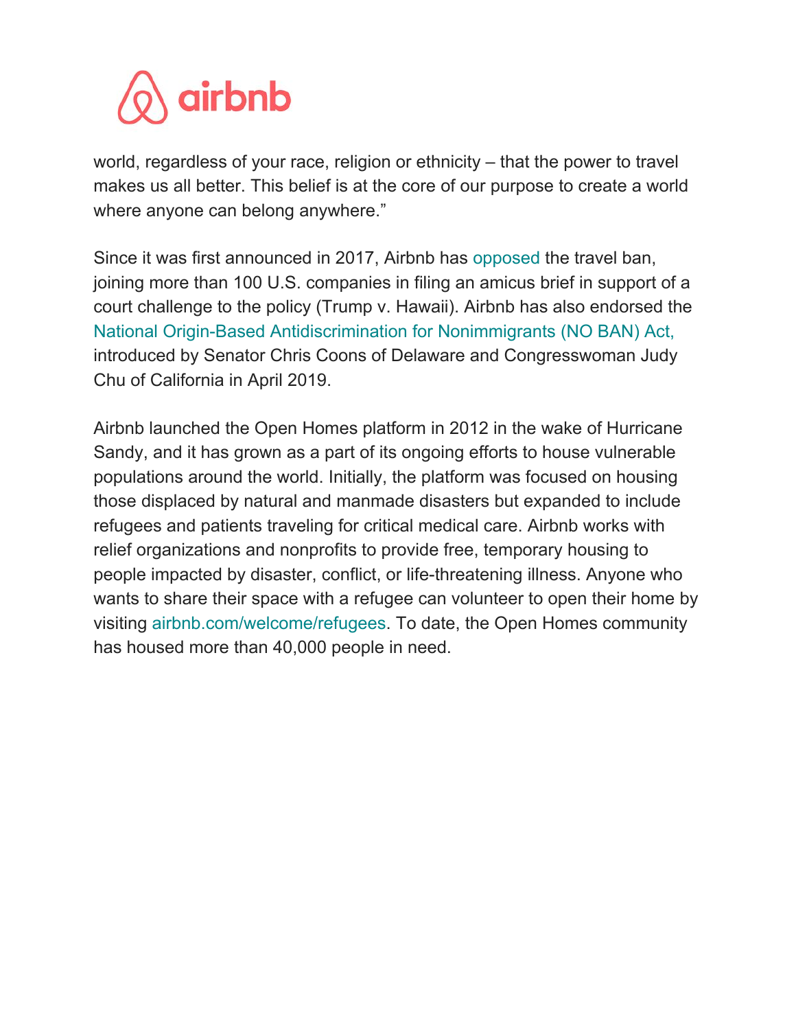world, regardless of your race, religion or ethnicity – that the power to travel makes us all better. This belief is at the core of our purpose to create a world where anyone can belong anywhere."

Since it was first announced in 2017, Airbnb has opposed the travel ban, joining more than 100 U.S. companies in filing an amicus brief in support of a court challenge to the policy (Trump v. Hawaii). Airbnb has also endorsed the National Origin-Based Antidiscrimination for Nonimmigrants (NO BAN) Act, introduced by Senator Chris Coons of Delaware and Congresswoman Judy Chu of California in April 2019.

Airbnb launched the Open Homes platform in 2012 in the wake of Hurricane Sandy, and it has grown as a part of its ongoing efforts to house vulnerable populations around the world. Initially, the platform was focused on housing those displaced by natural and manmade disasters but expanded to include refugees and patients traveling for critical medical care. Airbnb works with relief organizations and nonprofits to provide free, temporary housing to people impacted by disaster, conflict, or life-threatening illness. Anyone who wants to share their space with a refugee can volunteer to open their home by visiting airbnb.com/welcome/refugees. To date, the Open Homes community has housed more than 40,000 people in need.